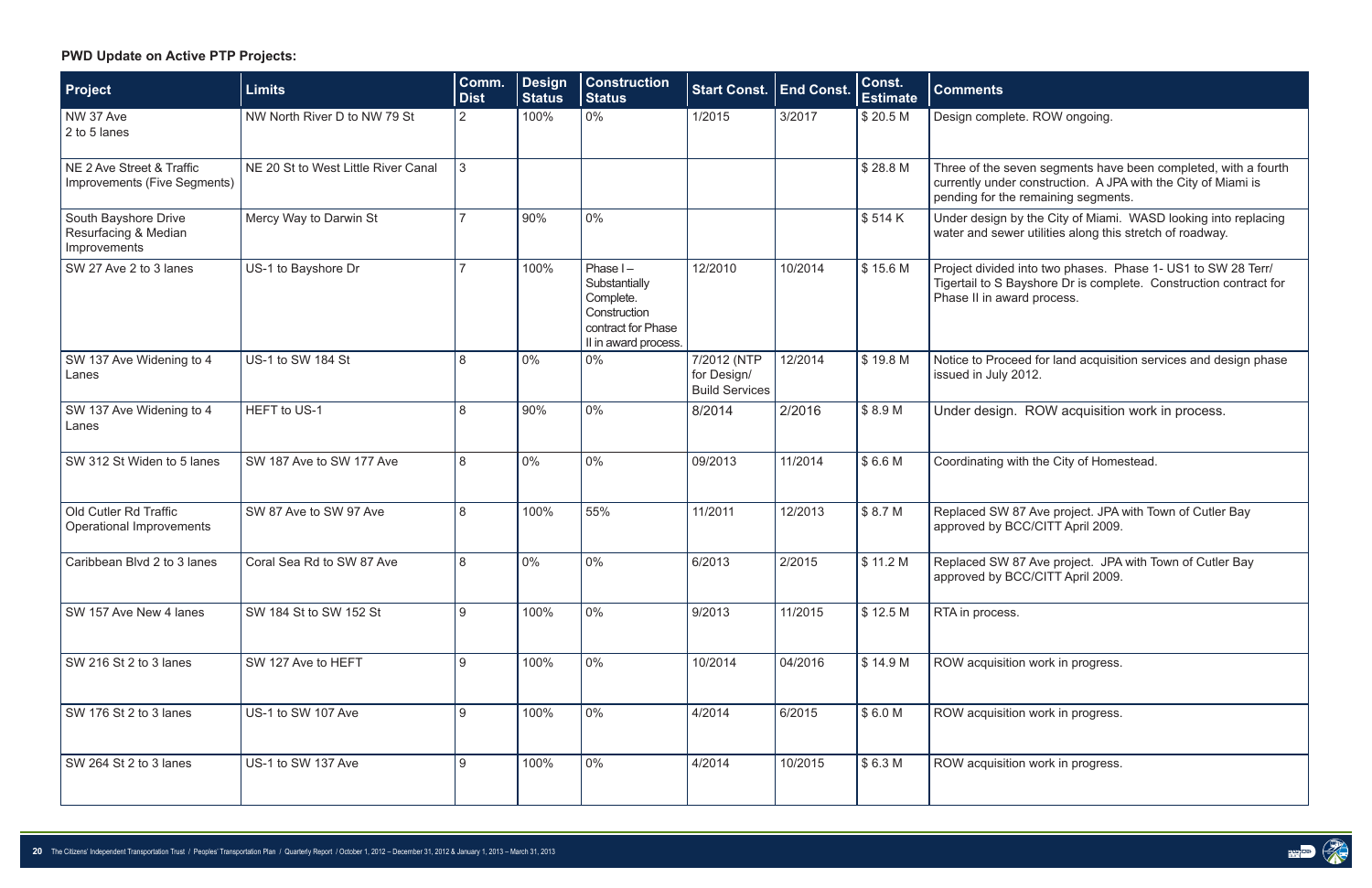**PWD Update on Active PTP Projects:**

| Project | Limits | Comm. Dist | Design Status | Construction Status | Start Const. | End Const. | Const. Estimate | Comments |
|---|---|---|---|---|---|---|---|---|
| NW 37 Ave 2 to 5 lanes | NW North River D to NW 79 St | 2 | 100% | 0% | 1/2015 | 3/2017 | $ 20.5 M | Design complete. ROW ongoing. |
| NE 2 Ave Street & Traffic Improvements (Five Segments) | NE 20 St to West Little River Canal | 3 | | | | | $ 28.8 M | Three of the seven segments have been completed, with a fourth currently under construction. A JPA with the City of Miami is pending for the remaining segments. |
| South Bayshore Drive Resurfacing & Median Improvements | Mercy Way to Darwin St | 7 | 90% | 0% | | | $ 514 K | Under design by the City of Miami. WASD looking into replacing water and sewer utilities along this stretch of roadway. |
| SW 27 Ave 2 to 3 lanes | US-1 to Bayshore Dr | 7 | 100% | Phase I – Substantially Complete. Construction contract for Phase II in award process. | 12/2010 | 10/2014 | $ 15.6 M | Project divided into two phases. Phase 1- US1 to SW 28 Terr/ Tigertail to S Bayshore Dr is complete. Construction contract for Phase II in award process. |
| SW 137 Ave Widening to 4 Lanes | US-1 to SW 184 St | 8 | 0% | 0% | 7/2012 (NTP for Design/ Build Services | 12/2014 | $ 19.8 M | Notice to Proceed for land acquisition services and design phase issued in July 2012. |
| SW 137 Ave Widening to 4 Lanes | HEFT to US-1 | 8 | 90% | 0% | 8/2014 | 2/2016 | $ 8.9 M | Under design. ROW acquisition work in process. |
| SW 312 St Widen to 5 lanes | SW 187 Ave to SW 177 Ave | 8 | 0% | 0% | 09/2013 | 11/2014 | $ 6.6 M | Coordinating with the City of Homestead. |
| Old Cutler Rd Traffic Operational Improvements | SW 87 Ave to SW 97 Ave | 8 | 100% | 55% | 11/2011 | 12/2013 | $ 8.7 M | Replaced SW 87 Ave project. JPA with Town of Cutler Bay approved by BCC/CITT April 2009. |
| Caribbean Blvd 2 to 3 lanes | Coral Sea Rd to SW 87 Ave | 8 | 0% | 0% | 6/2013 | 2/2015 | $ 11.2 M | Replaced SW 87 Ave project. JPA with Town of Cutler Bay approved by BCC/CITT April 2009. |
| SW 157 Ave New 4 lanes | SW 184 St to SW 152 St | 9 | 100% | 0% | 9/2013 | 11/2015 | $ 12.5 M | RTA in process. |
| SW 216 St 2 to 3 lanes | SW 127 Ave to HEFT | 9 | 100% | 0% | 10/2014 | 04/2016 | $ 14.9 M | ROW acquisition work in progress. |
| SW 176 St 2 to 3 lanes | US-1 to SW 107 Ave | 9 | 100% | 0% | 4/2014 | 6/2015 | $ 6.0 M | ROW acquisition work in progress. |
| SW 264 St 2 to 3 lanes | US-1 to SW 137 Ave | 9 | 100% | 0% | 4/2014 | 10/2015 | $ 6.3 M | ROW acquisition work in progress. |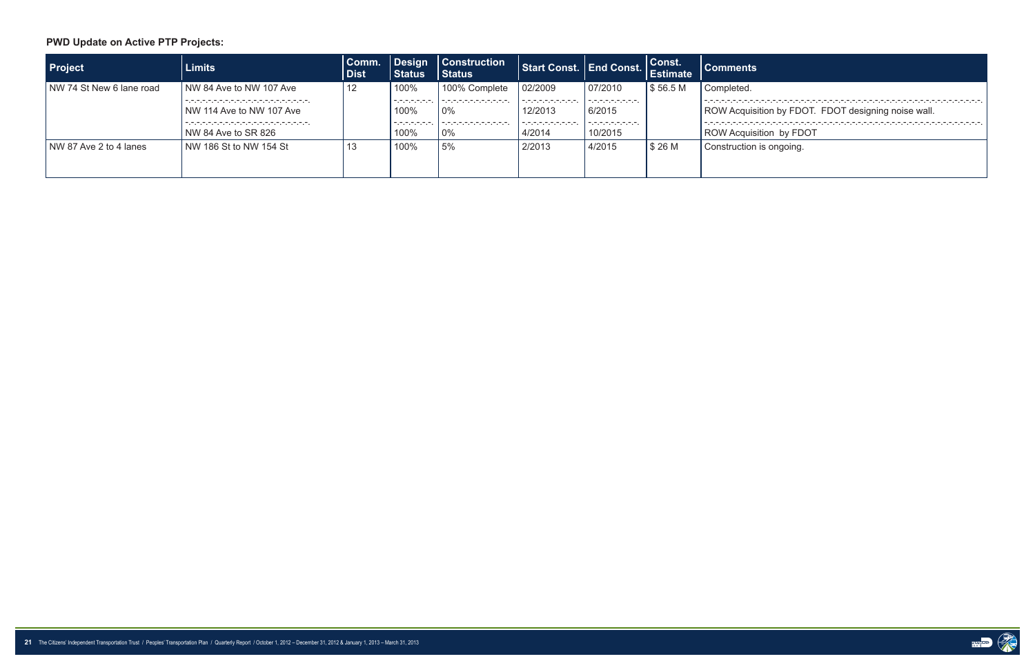**PWD Update on Active PTP Projects:**

| Project | Limits | Comm. Dist | Design Status | Construction Status | Start Const. | End Const. | Const. Estimate | Comments |
|---|---|---|---|---|---|---|---|---|
| NW 74 St New 6 lane road | NW 84 Ave to NW 107 Ave | 12 | 100% | 100% Complete | 02/2009 | 07/2010 | $ 56.5 M | Completed. |
| | NW 114 Ave to NW 107 Ave | | 100% | 0% | 12/2013 | 6/2015 | | ROW Acquisition by FDOT. FDOT designing noise wall. |
| | NW 84 Ave to SR 826 | | 100% | 0% | 4/2014 | 10/2015 | | ROW Acquisition by FDOT |
| NW 87 Ave 2 to 4 lanes | NW 186 St to NW 154 St | 13 | 100% | 5% | 2/2013 | 4/2015 | $ 26 M | Construction is ongoing. |